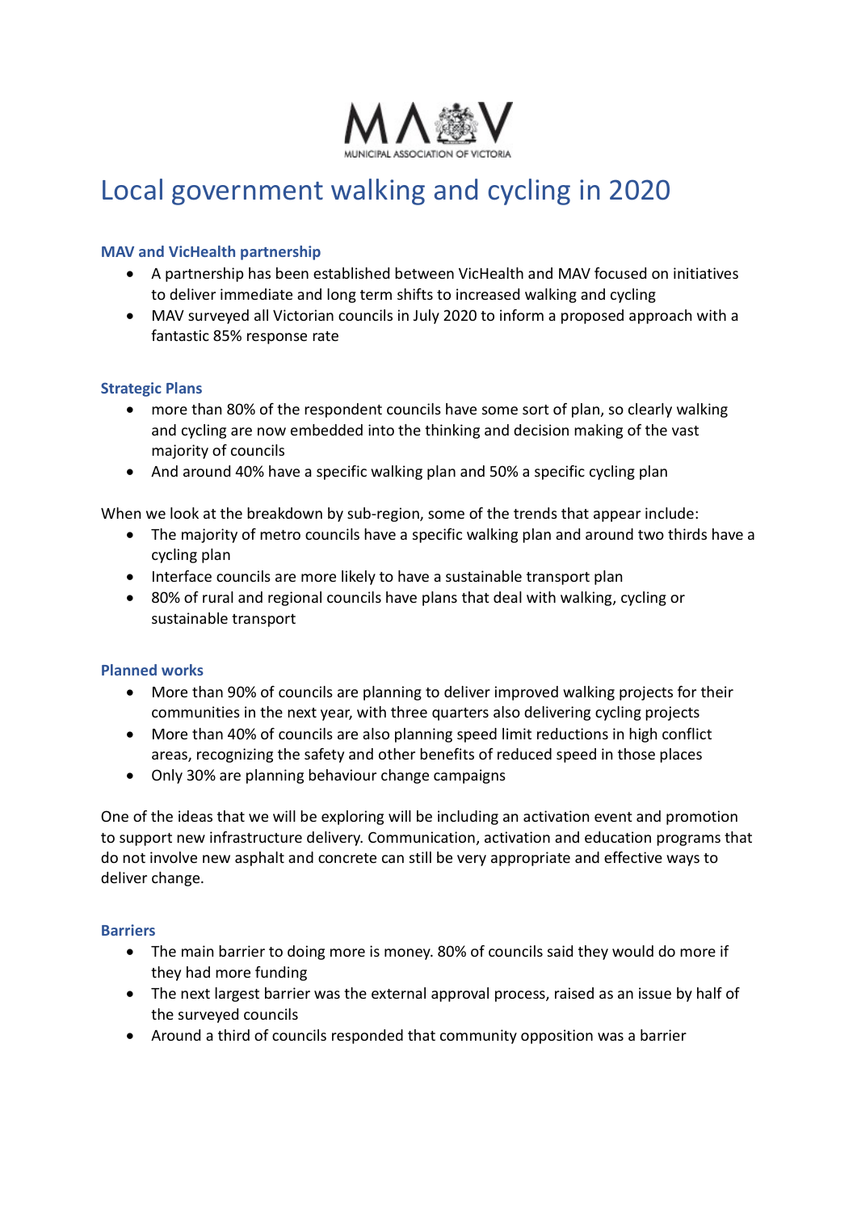MUNICIPAL ASSOCIATION OF VICTORIA

# Local government walking and cycling in 2020

### MAV and VicHealth partnership

- A partnership has been established between VicHealth and MAV focused on initiatives to deliver immediate and long term shifts to increased walking and cycling
- MAV surveyed all Victorian councils in July 2020 to inform a proposed approach with a fantastic 85% response rate

### Strategic Plans

- more than 80% of the respondent councils have some sort of plan, so clearly walking and cycling are now embedded into the thinking and decision making of the vast majority of councils
- And around 40% have a specific walking plan and 50% a specific cycling plan

When we look at the breakdown by sub-region, some of the trends that appear include:

- The majority of metro councils have a specific walking plan and around two thirds have a cycling plan
- Interface councils are more likely to have a sustainable transport plan
- 80% of rural and regional councils have plans that deal with walking, cycling or sustainable transport

### Planned works

- More than 90% of councils are planning to deliver improved walking projects for their communities in the next year, with three quarters also delivering cycling projects
- More than 40% of councils are also planning speed limit reductions in high conflict areas, recognizing the safety and other benefits of reduced speed in those places
- Only 30% are planning behaviour change campaigns

One of the ideas that we will be exploring will be including an activation event and promotion to support new infrastructure delivery. Communication, activation and education programs that do not involve new asphalt and concrete can still be very appropriate and effective ways to deliver change.

### Barriers

- The main barrier to doing more is money. 80% of councils said they would do more if they had more funding
- The next largest barrier was the external approval process, raised as an issue by half of the surveyed councils
- Around a third of councils responded that community opposition was a barrier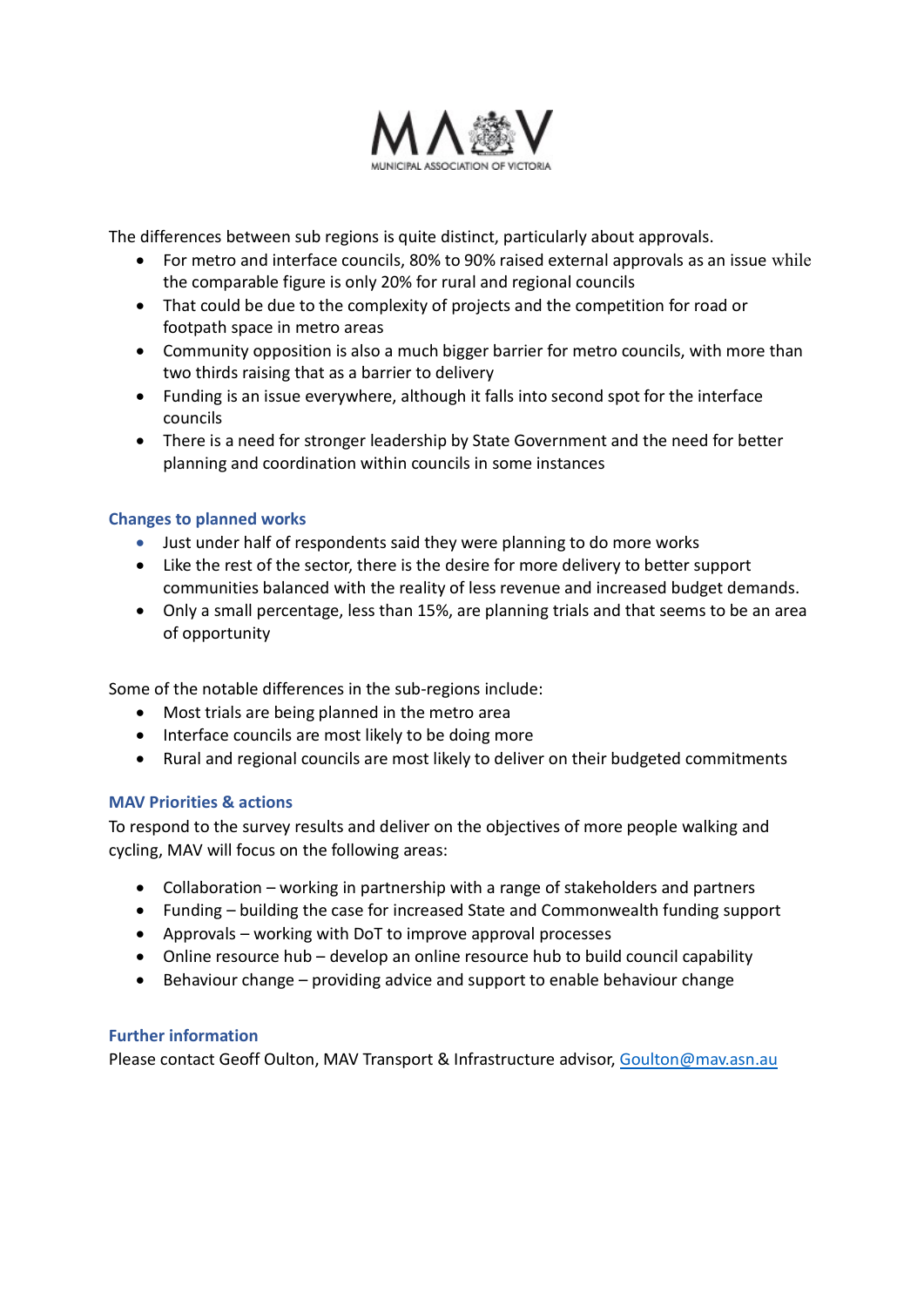The differences between sub regions is quite distinct, particularly about approvals.

- For metro and interface councils, 80% to 90% raised external approvals as an issue while the comparable figure is only 20% for rural and regional councils
- That could be due to the complexity of projects and the competition for road or footpath space in metro areas
- Community opposition is also a much bigger barrier for metro councils, with more than two thirds raising that as a barrier to delivery
- Funding is an issue everywhere, although it falls into second spot for the interface councils
- There is a need for stronger leadership by State Government and the need for better planning and coordination within councils in some instances

### Changes to planned works

- Just under half of respondents said they were planning to do more works
- Like the rest of the sector, there is the desire for more delivery to better support communities balanced with the reality of less revenue and increased budget demands.
- Only a small percentage, less than 15%, are planning trials and that seems to be an area of opportunity

Some of the notable differences in the sub-regions include:

- Most trials are being planned in the metro area
- Interface councils are most likely to be doing more
- Rural and regional councils are most likely to deliver on their budgeted commitments

### MAV Priorities & actions

To respond to the survey results and deliver on the objectives of more people walking and cycling, MAV will focus on the following areas:

- Collaboration – working in partnership with a range of stakeholders and partners
- Funding – building the case for increased State and Commonwealth funding support
- Approvals – working with DoT to improve approval processes
- Online resource hub – develop an online resource hub to build council capability
- Behaviour change – providing advice and support to enable behaviour change

### Further information

Please contact Geoff Oulton, MAV Transport & Infrastructure advisor, Goulton@mav.asn.au